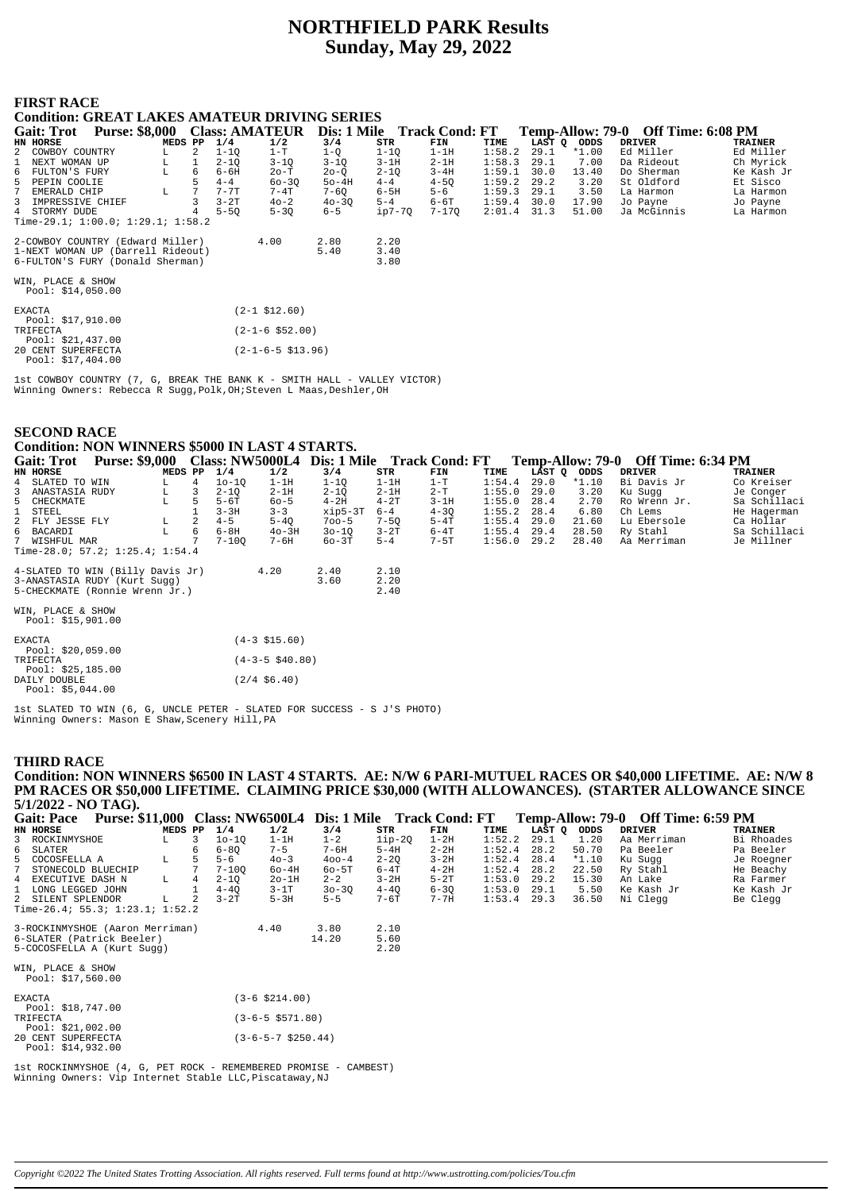# NORTHFIELD PARK Results
## Sunday, May 29, 2022

### FIRST RACE

**Condition: GREAT LAKES AMATEUR DRIVING SERIES**

**Gait: Trot Purse: $8,000 Class: AMATEUR Dis: 1 Mile Track Cond: FT Temp-Allow: 79-0 Off Time: 6:08 PM**

| HN | HORSE | MEDS | PP | 1/4 | 1/2 | 3/4 | STR | FIN | TIME | LAST Q | ODDS | DRIVER | TRAINER |
|---|---|---|---|---|---|---|---|---|---|---|---|---|---|
| 2 | COWBOY COUNTRY | L | 2 | 1-1Q | 1-T | 1-Q | 1-1Q | 1-1H | 1:58.2 | 29.1 | *1.00 | Ed Miller | Ed Miller |
| 1 | NEXT WOMAN UP | L | 1 | 2-1Q | 3-1Q | 3-1Q | 3-1H | 2-1H | 1:58.3 | 29.1 | 7.00 | Da Rideout | Ch Myrick |
| 6 | FULTON'S FURY | L | 6 | 6-6H | 2o-T | 2o-Q | 2-1Q | 3-4H | 1:59.1 | 30.0 | 13.40 | Do Sherman | Ke Kash Jr |
| 5 | PEPIN COOLIE | | 5 | 4-4 | 6o-3Q | 5o-4H | 4-4 | 4-5Q | 1:59.2 | 29.2 | 3.20 | St Oldford | Et Sisco |
| 7 | EMERALD CHIP | L | 7 | 7-7T | 7-4T | 7-6Q | 6-5H | 5-6 | 1:59.3 | 29.1 | 3.50 | La Harmon | La Harmon |
| 3 | IMPRESSIVE CHIEF | | 3 | 3-2T | 4o-2 | 4o-3Q | 5-4 | 6-6T | 1:59.4 | 30.0 | 17.90 | Jo Payne | Jo Payne |
| 4 | STORMY DUDE | | 4 | 5-5Q | 5-3Q | 6-5 | ip7-7Q | 7-17Q | 2:01.4 | 31.3 | 51.00 | Ja McGinnis | La Harmon |

Time-29.1; 1:00.0; 1:29.1; 1:58.2

| | | | |
|---|---|---|---|
| 2-COWBOY COUNTRY (Edward Miller) | 4.00 | 2.80 | 2.20 |
| 1-NEXT WOMAN UP (Darrell Rideout) | | 5.40 | 3.40 |
| 6-FULTON'S FURY (Donald Sherman) | | | 3.80 |

WIN, PLACE & SHOW
Pool: $14,050.00

| | |
|---|---|
| EXACTA Pool: $17,910.00 | (2-1 $12.60) |
| TRIFECTA Pool: $21,437.00 | (2-1-6 $52.00) |
| 20 CENT SUPERFECTA Pool: $17,404.00 | (2-1-6-5 $13.96) |

1st COWBOY COUNTRY (7, G, BREAK THE BANK K - SMITH HALL - VALLEY VICTOR)
Winning Owners: Rebecca R Sugg,Polk,OH;Steven L Maas,Deshler,OH

### SECOND RACE

**Condition: NON WINNERS $5000 IN LAST 4 STARTS.**

**Gait: Trot Purse: $9,000 Class: NW5000L4 Dis: 1 Mile Track Cond: FT Temp-Allow: 79-0 Off Time: 6:34 PM**

| HN | HORSE | MEDS | PP | 1/4 | 1/2 | 3/4 | STR | FIN | TIME | LAST Q | ODDS | DRIVER | TRAINER |
|---|---|---|---|---|---|---|---|---|---|---|---|---|---|
| 4 | SLATED TO WIN | L | 4 | 1o-1Q | 1-1H | 1-1Q | 1-1H | 1-T | 1:54.4 | 29.0 | *1.10 | Bi Davis Jr | Co Kreiser |
| 3 | ANASTASIA RUDY | L | 3 | 2-1Q | 2-1H | 2-1Q | 2-1H | 2-T | 1:55.0 | 29.0 | 3.20 | Ku Sugg | Je Conger |
| 5 | CHECKMATE | L | 5 | 5-6T | 6o-5 | 4-2H | 4-2T | 3-1H | 1:55.0 | 28.4 | 2.70 | Ro Wrenn Jr. | Sa Schillaci |
| 1 | STEEL | | 1 | 3-3H | 3-3 | xip5-3T | 6-4 | 4-3Q | 1:55.2 | 28.4 | 6.80 | Ch Lems | He Hagerman |
| 2 | FLY JESSE FLY | L | 2 | 4-5 | 5-4Q | 7oo-5 | 7-5Q | 5-4T | 1:55.4 | 29.0 | 21.60 | Lu Ebersole | Ca Hollar |
| 6 | BACARDI | L | 6 | 6-8H | 4o-3H | 3o-1Q | 3-2T | 6-4T | 1:55.4 | 29.4 | 28.50 | Ry Stahl | Sa Schillaci |
| 7 | WISHFUL MAR | | 7 | 7-10Q | 7-6H | 6o-3T | 5-4 | 7-5T | 1:56.0 | 29.2 | 28.40 | Aa Merriman | Je Millner |

Time-28.0; 57.2; 1:25.4; 1:54.4

| | | | |
|---|---|---|---|
| 4-SLATED TO WIN (Billy Davis Jr) | 4.20 | 2.40 | 2.10 |
| 3-ANASTASIA RUDY (Kurt Sugg) | | 3.60 | 2.20 |
| 5-CHECKMATE (Ronnie Wrenn Jr.) | | | 2.40 |

WIN, PLACE & SHOW
Pool: $15,901.00

| | |
|---|---|
| EXACTA Pool: $20,059.00 | (4-3 $15.60) |
| TRIFECTA Pool: $25,185.00 | (4-3-5 $40.80) |
| DAILY DOUBLE Pool: $5,044.00 | (2/4 $6.40) |

1st SLATED TO WIN (6, G, UNCLE PETER - SLATED FOR SUCCESS - S J'S PHOTO)
Winning Owners: Mason E Shaw,Scenery Hill,PA

### THIRD RACE

**Condition: NON WINNERS $6500 IN LAST 4 STARTS. AE: N/W 6 PARI-MUTUEL RACES OR $40,000 LIFETIME. AE: N/W 8 PM RACES OR $50,000 LIFETIME. CLAIMING PRICE $30,000 (WITH ALLOWANCES). (STARTER ALLOWANCE SINCE 5/1/2022 - NO TAG).**

**Gait: Pace Purse: $11,000 Class: NW6500L4 Dis: 1 Mile Track Cond: FT Temp-Allow: 79-0 Off Time: 6:59 PM**

| HN | HORSE | MEDS | PP | 1/4 | 1/2 | 3/4 | STR | FIN | TIME | LAST Q | ODDS | DRIVER | TRAINER |
|---|---|---|---|---|---|---|---|---|---|---|---|---|---|
| 3 | ROCKINMYSHOE | L | 3 | 1o-1Q | 1-1H | 1-2 | 1ip-2Q | 1-2H | 1:52.2 | 29.1 | 1.20 | Aa Merriman | Bi Rhoades |
| 6 | SLATER | | 6 | 6-8Q | 7-5 | 7-6H | 5-4H | 2-2H | 1:52.4 | 28.2 | 50.70 | Pa Beeler | Pa Beeler |
| 5 | COCOSFELLA A | L | 5 | 5-6 | 4o-3 | 4oo-4 | 2-2Q | 3-2H | 1:52.4 | 28.4 | *1.10 | Ku Sugg | Je Roegner |
| 7 | STONECOLD BLUECHIP | | 7 | 7-10Q | 6o-4H | 6o-5T | 6-4T | 4-2H | 1:52.4 | 28.2 | 22.50 | Ry Stahl | He Beachy |
| 4 | EXECUTIVE DASH N | L | 4 | 2-1Q | 2o-1H | 2-2 | 3-2H | 5-2T | 1:53.0 | 29.2 | 15.30 | An Lake | Ra Farmer |
| 1 | LONG LEGGED JOHN | | 1 | 4-4Q | 3-1T | 3o-3Q | 4-4Q | 6-3Q | 1:53.0 | 29.1 | 5.50 | Ke Kash Jr | Ke Kash Jr |
| 2 | SILENT SPLENDOR | L | 2 | 3-2T | 5-3H | 5-5 | 7-6T | 7-7H | 1:53.4 | 29.3 | 36.50 | Ni Clegg | Be Clegg |

Time-26.4; 55.3; 1:23.1; 1:52.2

| | | | |
|---|---|---|---|
| 3-ROCKINMYSHOE (Aaron Merriman) | 4.40 | 3.80 | 2.10 |
| 6-SLATER (Patrick Beeler) | | 14.20 | 5.60 |
| 5-COCOSFELLA A (Kurt Sugg) | | | 2.20 |

WIN, PLACE & SHOW
Pool: $17,560.00

| | |
|---|---|
| EXACTA Pool: $18,747.00 | (3-6 $214.00) |
| TRIFECTA Pool: $21,002.00 | (3-6-5 $571.80) |
| 20 CENT SUPERFECTA Pool: $14,932.00 | (3-6-5-7 $250.44) |

1st ROCKINMYSHOE (4, G, PET ROCK - REMEMBERED PROMISE - CAMBEST)
Winning Owners: Vip Internet Stable LLC,Piscataway,NJ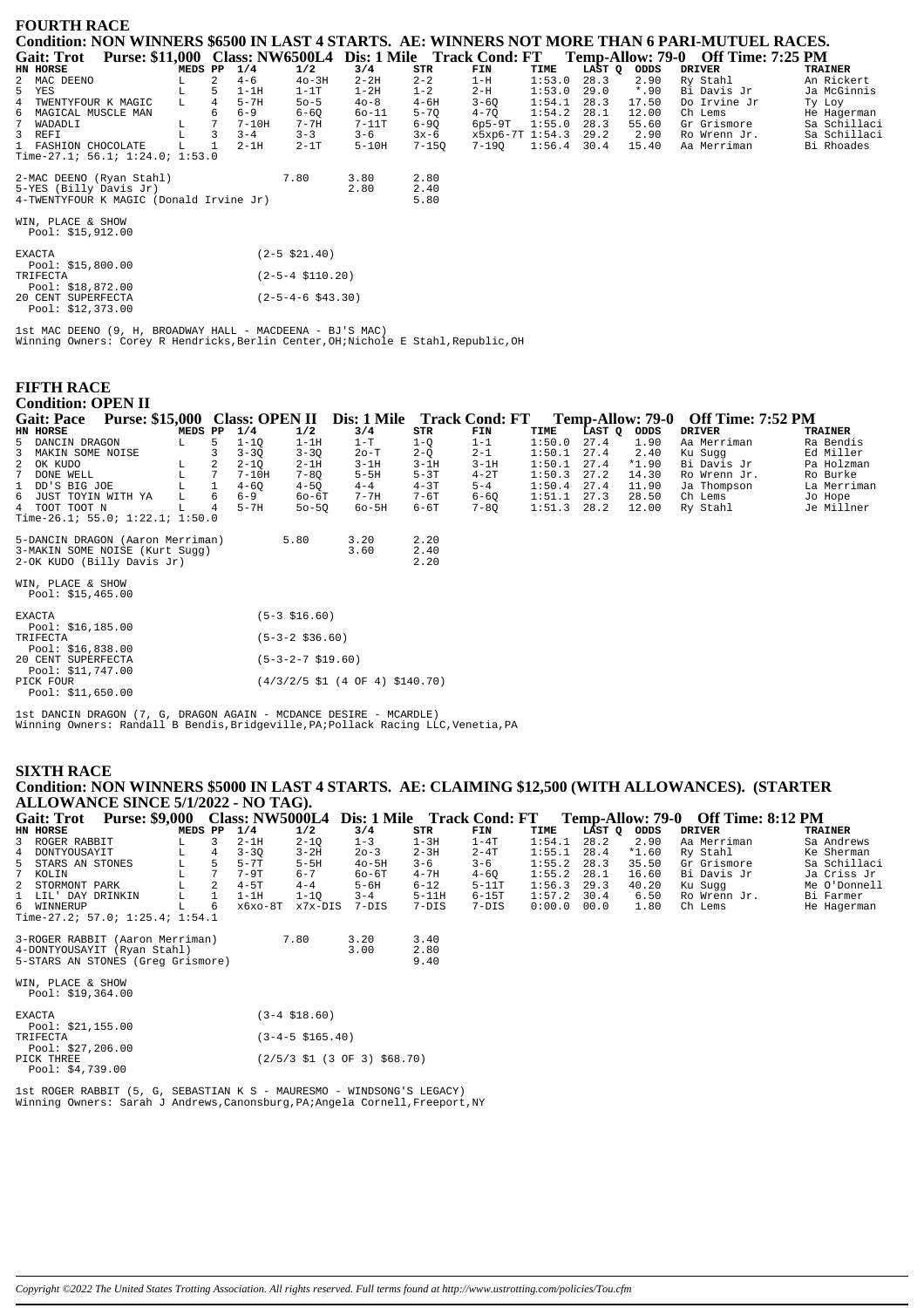## FOURTH RACE

**Condition: NON WINNERS \$6500 IN LAST 4 STARTS. AE: WINNERS NOT MORE THAN 6 PARI-MUTUEL RACES.**

**Gait: Trot Purse: \$11,000 Class: NW6500L4 Dis: 1 Mile Track Cond: FT Temp-Allow: 79-0 Off Time: 7:25 PM**

| HN | HORSE | MEDS | PP | 1/4 | 1/2 | 3/4 | STR | FIN | TIME | LAST Q | ODDS | DRIVER | TRAINER |
|---|---|---|---|---|---|---|---|---|---|---|---|---|---|
| 2 | MAC DEENO | L | 2 | 4-6 | 4o-3H | 2-2H | 2-2 | 1-H | 1:53.0 | 28.3 | 2.90 | Ry Stahl | An Rickert |
| 5 | YES | L | 5 | 1-1H | 1-1T | 1-2H | 1-2 | 2-H | 1:53.0 | 29.0 | *.90 | Bi Davis Jr | Ja McGinnis |
| 4 | TWENTYFOUR K MAGIC | L | 4 | 5-7H | 5o-5 | 4o-8 | 4-6H | 3-6Q | 1:54.1 | 28.3 | 17.50 | Do Irvine Jr | Ty Loy |
| 6 | MAGICAL MUSCLE MAN | | 6 | 6-9 | 6-6Q | 6o-11 | 5-7Q | 4-7Q | 1:54.2 | 28.1 | 12.00 | Ch Lems | He Hagerman |
| 7 | WADADLI | L | 7 | 7-10H | 7-7H | 7-11T | 6-9Q | 6p5-9T | 1:55.0 | 28.3 | 55.60 | Gr Grismore | Sa Schillaci |
| 3 | REFI | L | 3 | 3-4 | 3-3 | 3-6 | 3x-6 | x5xp6-7T | 1:54.3 | 29.2 | 2.90 | Ro Wrenn Jr. | Sa Schillaci |
| 1 | FASHION CHOCOLATE | L | 1 | 2-1H | 2-1T | 5-10H | 7-15Q | 7-19Q | 1:56.4 | 30.4 | 15.40 | Aa Merriman | Bi Rhoades |

Time-27.1; 56.1; 1:24.0; 1:53.0

| | | | |
|---|---|---|---|
| 2-MAC DEENO (Ryan Stahl) | 7.80 | 3.80 | 2.80 |
| 5-YES (Billy Davis Jr) | | 2.80 | 2.40 |
| 4-TWENTYFOUR K MAGIC (Donald Irvine Jr) | | | 5.80 |

WIN, PLACE & SHOW
Pool: \$15,912.00

| | |
|---|---|
| EXACTA<br>Pool: \$15,800.00 | (2-5 \$21.40) |
| TRIFECTA<br>Pool: \$18,872.00 | (2-5-4 \$110.20) |
| 20 CENT SUPERFECTA<br>Pool: \$12,373.00 | (2-5-4-6 \$43.30) |

1st MAC DEENO (9, H, BROADWAY HALL - MACDEENA - BJ'S MAC)
Winning Owners: Corey R Hendricks,Berlin Center,OH;Nichole E Stahl,Republic,OH

## FIFTH RACE

**Condition: OPEN II**

**Gait: Pace Purse: \$15,000 Class: OPEN II Dis: 1 Mile Track Cond: FT Temp-Allow: 79-0 Off Time: 7:52 PM**

| HN | HORSE | MEDS | PP | 1/4 | 1/2 | 3/4 | STR | FIN | TIME | LAST Q | ODDS | DRIVER | TRAINER |
|---|---|---|---|---|---|---|---|---|---|---|---|---|---|
| 5 | DANCIN DRAGON | L | 5 | 1-1Q | 1-1H | 1-T | 1-Q | 1-1 | 1:50.0 | 27.4 | 1.90 | Aa Merriman | Ra Bendis |
| 3 | MAKIN SOME NOISE | | 3 | 3-3Q | 3-3Q | 2o-T | 2-Q | 2-1 | 1:50.1 | 27.4 | 2.40 | Ku Sugg | Ed Miller |
| 2 | OK KUDO | L | 2 | 2-1Q | 2-1H | 3-1H | 3-1H | 3-1H | 1:50.1 | 27.4 | *1.90 | Bi Davis Jr | Pa Holzman |
| 7 | DONE WELL | L | 7 | 7-10H | 7-8Q | 5-5H | 5-3T | 4-2T | 1:50.3 | 27.2 | 14.30 | Ro Wrenn Jr. | Ro Burke |
| 1 | DD'S BIG JOE | L | 1 | 4-6Q | 4-5Q | 4-4 | 4-3T | 5-4 | 1:50.4 | 27.4 | 11.90 | Ja Thompson | La Merriman |
| 6 | JUST TOYIN WITH YA | L | 6 | 6-9 | 6o-6T | 7-7H | 7-6T | 6-6Q | 1:51.1 | 27.3 | 28.50 | Ch Lems | Jo Hope |
| 4 | TOOT TOOT N | L | 4 | 5-7H | 5o-5Q | 6o-5H | 6-6T | 7-8Q | 1:51.3 | 28.2 | 12.00 | Ry Stahl | Je Millner |

Time-26.1; 55.0; 1:22.1; 1:50.0

| | | | |
|---|---|---|---|
| 5-DANCIN DRAGON (Aaron Merriman) | 5.80 | 3.20 | 2.20 |
| 3-MAKIN SOME NOISE (Kurt Sugg) | | 3.60 | 2.40 |
| 2-OK KUDO (Billy Davis Jr) | | | 2.20 |

WIN, PLACE & SHOW
Pool: \$15,465.00

| | |
|---|---|
| EXACTA<br>Pool: \$16,185.00 | (5-3 \$16.60) |
| TRIFECTA<br>Pool: \$16,838.00 | (5-3-2 \$36.60) |
| 20 CENT SUPERFECTA<br>Pool: \$11,747.00 | (5-3-2-7 \$19.60) |
| PICK FOUR<br>Pool: \$11,650.00 | (4/3/2/5 \$1 (4 OF 4) \$140.70) |

1st DANCIN DRAGON (7, G, DRAGON AGAIN - MCDANCE DESIRE - MCARDLE)
Winning Owners: Randall B Bendis,Bridgeville,PA;Pollack Racing LLC,Venetia,PA

## SIXTH RACE

**Condition: NON WINNERS \$5000 IN LAST 4 STARTS. AE: CLAIMING \$12,500 (WITH ALLOWANCES). (STARTER ALLOWANCE SINCE 5/1/2022 - NO TAG).**

**Gait: Trot Purse: \$9,000 Class: NW5000L4 Dis: 1 Mile Track Cond: FT Temp-Allow: 79-0 Off Time: 8:12 PM**

| HN | HORSE | MEDS | PP | 1/4 | 1/2 | 3/4 | STR | FIN | TIME | LAST Q | ODDS | DRIVER | TRAINER |
|---|---|---|---|---|---|---|---|---|---|---|---|---|---|
| 3 | ROGER RABBIT | L | 3 | 2-1H | 2-1Q | 1-3 | 1-3H | 1-4T | 1:54.1 | 28.2 | 2.90 | Aa Merriman | Sa Andrews |
| 4 | DONTYOUSAYIT | L | 4 | 3-3Q | 3-2H | 2o-3 | 2-3H | 2-4T | 1:55.1 | 28.4 | *1.60 | Ry Stahl | Ke Sherman |
| 5 | STARS AN STONES | L | 5 | 5-7T | 5-5H | 4o-5H | 3-6 | 3-6 | 1:55.2 | 28.3 | 35.50 | Gr Grismore | Sa Schillaci |
| 7 | KOLIN | L | 7 | 7-9T | 6-7 | 6o-6T | 4-7H | 4-6Q | 1:55.2 | 28.1 | 16.60 | Bi Davis Jr | Ja Criss Jr |
| 2 | STORMONT PARK | L | 2 | 4-5T | 4-4 | 5-6H | 6-12 | 5-11T | 1:56.3 | 29.3 | 40.20 | Ku Sugg | Me O'Donnell |
| 1 | LIL' DAY DRINKIN | L | 1 | 1-1H | 1-1Q | 3-4 | 5-11H | 6-15T | 1:57.2 | 30.4 | 6.50 | Ro Wrenn Jr. | Bi Farmer |
| 6 | WINNERUP | L | 6 | x6xo-8T | x7x-DIS | 7-DIS | 7-DIS | 7-DIS | 0:00.0 | 00.0 | 1.80 | Ch Lems | He Hagerman |

Time-27.2; 57.0; 1:25.4; 1:54.1

| | | | |
|---|---|---|---|
| 3-ROGER RABBIT (Aaron Merriman) | 7.80 | 3.20 | 3.40 |
| 4-DONTYOUSAYIT (Ryan Stahl) | | 3.00 | 2.80 |
| 5-STARS AN STONES (Greg Grismore) | | | 9.40 |

WIN, PLACE & SHOW
Pool: \$19,364.00

| | |
|---|---|
| EXACTA<br>Pool: \$21,155.00 | (3-4 \$18.60) |
| TRIFECTA<br>Pool: \$27,206.00 | (3-4-5 \$165.40) |
| PICK THREE<br>Pool: \$4,739.00 | (2/5/3 \$1 (3 OF 3) \$68.70) |

1st ROGER RABBIT (5, G, SEBASTIAN K S - MAURESMO - WINDSONG'S LEGACY)
Winning Owners: Sarah J Andrews,Canonsburg,PA;Angela Cornell,Freeport,NY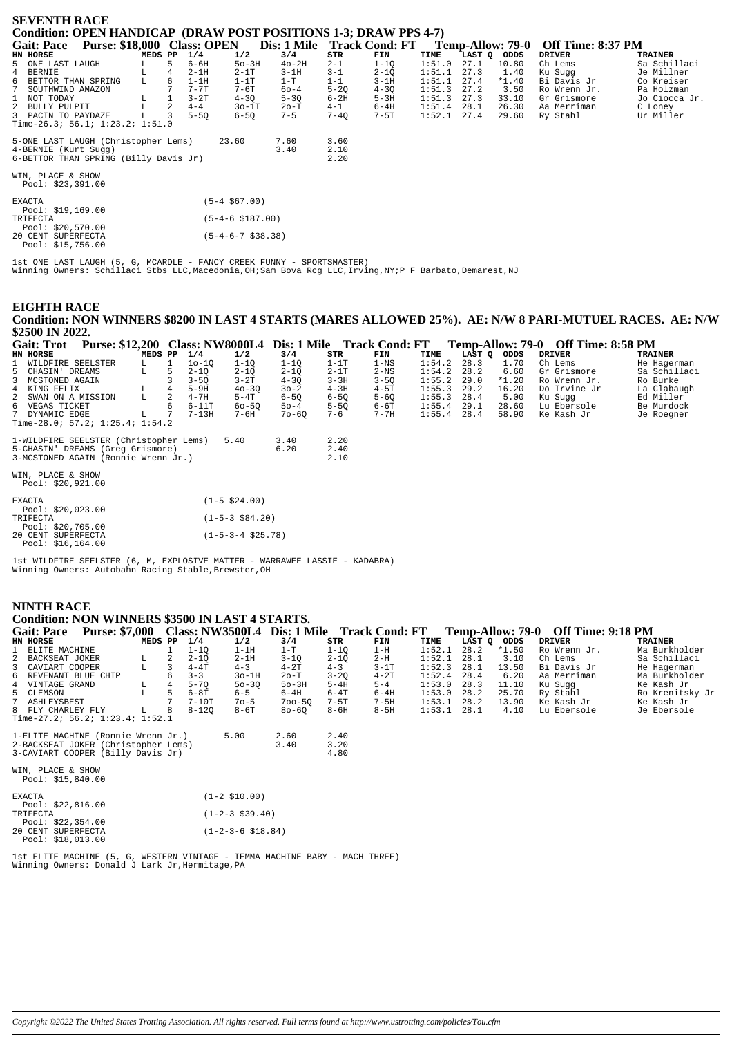## SEVENTH RACE

### Condition: OPEN HANDICAP (DRAW POST POSITIONS 1-3; DRAW PPS 4-7)

**Gait: Pace Purse: $18,000 Class: OPEN Dis: 1 Mile Track Cond: FT Temp-Allow: 79-0 Off Time: 8:37 PM**

| HN | HORSE | MEDS | PP | 1/4 | 1/2 | 3/4 | STR | FIN | TIME | LAST Q | ODDS | DRIVER | TRAINER |
|---|---|---|---|---|---|---|---|---|---|---|---|---|---|
| 5 | ONE LAST LAUGH | L | 5 | 6-6H | 5o-3H | 4o-2H | 2-1 | 1-1Q | 1:51.0 | 27.1 | 10.80 | Ch Lems | Sa Schillaci |
| 4 | BERNIE | L | 4 | 2-1H | 2-1T | 3-1H | 3-1 | 2-1Q | 1:51.1 | 27.3 | 1.40 | Ku Sugg | Je Millner |
| 6 | BETTOR THAN SPRING | L | 6 | 1-1H | 1-1T | 1-T | 1-1 | 3-1H | 1:51.1 | 27.4 | *1.40 | Bi Davis Jr | Co Kreiser |
| 7 | SOUTHWIND AMAZON | | 7 | 7-7T | 7-6T | 6o-4 | 5-2Q | 4-3Q | 1:51.3 | 27.2 | 3.50 | Ro Wrenn Jr. | Pa Holzman |
| 1 | NOT TODAY | L | 1 | 3-2T | 4-3Q | 5-3Q | 6-2H | 5-3H | 1:51.3 | 27.3 | 33.10 | Gr Grismore | Jo Ciocca Jr. |
| 2 | BULLY PULPIT | L | 2 | 4-4 | 3o-1T | 2o-T | 4-1 | 6-4H | 1:51.4 | 28.1 | 26.30 | Aa Merriman | C Loney |
| 3 | PACIN TO PAYDAZE | L | 3 | 5-5Q | 6-5Q | 7-5 | 7-4Q | 7-5T | 1:52.1 | 27.4 | 29.60 | Ry Stahl | Ur Miller |

Time-26.3; 56.1; 1:23.2; 1:51.0

| | | | |
|---|---|---|---|
| 5-ONE LAST LAUGH (Christopher Lems) | 23.60 | 7.60 | 3.60 |
| 4-BERNIE (Kurt Sugg) | | 3.40 | 2.10 |
| 6-BETTOR THAN SPRING (Billy Davis Jr) | | | 2.20 |

WIN, PLACE & SHOW
Pool: $23,391.00

EXACTA (5-4 $67.00)
Pool: $19,169.00
TRIFECTA (5-4-6 $187.00)
Pool: $20,570.00
20 CENT SUPERFECTA (5-4-6-7 $38.38)
Pool: $15,756.00

1st ONE LAST LAUGH (5, G, MCARDLE - FANCY CREEK FUNNY - SPORTSMASTER)
Winning Owners: Schillaci Stbs LLC,Macedonia,OH;Sam Bova Rcg LLC,Irving,NY;P F Barbato,Demarest,NJ

## EIGHTH RACE

### Condition: NON WINNERS $8200 IN LAST 4 STARTS (MARES ALLOWED 25%). AE: N/W 8 PARI-MUTUEL RACES. AE: N/W $2500 IN 2022.

**Gait: Trot Purse: $12,200 Class: NW8000L4 Dis: 1 Mile Track Cond: FT Temp-Allow: 79-0 Off Time: 8:58 PM**

| HN | HORSE | MEDS | PP | 1/4 | 1/2 | 3/4 | STR | FIN | TIME | LAST Q | ODDS | DRIVER | TRAINER |
|---|---|---|---|---|---|---|---|---|---|---|---|---|---|
| 1 | WILDFIRE SEELSTER | L | 1 | 1o-1Q | 1-1Q | 1-1Q | 1-1T | 1-NS | 1:54.2 | 28.3 | 1.70 | Ch Lems | He Hagerman |
| 5 | CHASIN' DREAMS | L | 5 | 2-1Q | 2-1Q | 2-1Q | 2-1T | 2-NS | 1:54.2 | 28.2 | 6.60 | Gr Grismore | Sa Schillaci |
| 3 | MCSTONED AGAIN | | 3 | 3-5Q | 3-2T | 4-3Q | 3-3H | 3-5Q | 1:55.2 | 29.0 | *1.20 | Ro Wrenn Jr. | Ro Burke |
| 4 | KING FELIX | L | 4 | 5-9H | 4o-3Q | 3o-2 | 4-5T | 4-5T | 1:55.3 | 29.2 | 16.20 | Do Irvine Jr | La Clabaugh |
| 2 | SWAN ON A MISSION | L | 2 | 4-7H | 5-4T | 6-5Q | 6-5Q | 5-6Q | 1:55.3 | 28.4 | 5.00 | Ku Sugg | Ed Miller |
| 6 | VEGAS TICKET | | 6 | 6-11T | 6o-5Q | 5o-4 | 5-5Q | 6-6T | 1:55.4 | 29.1 | 28.60 | Lu Ebersole | Be Murdock |
| 7 | DYNAMIC EDGE | L | 7 | 7-13H | 7-6H | 7o-6Q | 7-6 | 7-7H | 1:55.4 | 28.4 | 58.90 | Ke Kash Jr | Je Roegner |

Time-28.0; 57.2; 1:25.4; 1:54.2

| | | | |
|---|---|---|---|
| 1-WILDFIRE SEELSTER (Christopher Lems) | 5.40 | 3.40 | 2.20 |
| 5-CHASIN' DREAMS (Greg Grismore) | | 6.20 | 2.40 |
| 3-MCSTONED AGAIN (Ronnie Wrenn Jr.) | | | 2.10 |

WIN, PLACE & SHOW
Pool: $20,921.00

EXACTA (1-5 $24.00)
Pool: $20,023.00
TRIFECTA (1-5-3 $84.20)
Pool: $20,705.00
20 CENT SUPERFECTA (1-5-3-4 $25.78)
Pool: $16,164.00

1st WILDFIRE SEELSTER (6, M, EXPLOSIVE MATTER - WARRAWEE LASSIE - KADABRA)
Winning Owners: Autobahn Racing Stable,Brewster,OH

## NINTH RACE

### Condition: NON WINNERS $3500 IN LAST 4 STARTS.

**Gait: Pace Purse: $7,000 Class: NW3500L4 Dis: 1 Mile Track Cond: FT Temp-Allow: 79-0 Off Time: 9:18 PM**

| HN | HORSE | MEDS | PP | 1/4 | 1/2 | 3/4 | STR | FIN | TIME | LAST Q | ODDS | DRIVER | TRAINER |
|---|---|---|---|---|---|---|---|---|---|---|---|---|---|
| 1 | ELITE MACHINE | | 1 | 1-1Q | 1-1H | 1-T | 1-1Q | 1-H | 1:52.1 | 28.2 | *1.50 | Ro Wrenn Jr. | Ma Burkholder |
| 2 | BACKSEAT JOKER | L | 2 | 2-1Q | 2-1H | 3-1Q | 2-1Q | 2-H | 1:52.1 | 28.1 | 3.10 | Ch Lems | Sa Schillaci |
| 3 | CAVIART COOPER | L | 3 | 4-4T | 4-3 | 4-2T | 4-3 | 3-1T | 1:52.3 | 28.1 | 13.50 | Bi Davis Jr | He Hagerman |
| 6 | REVENANT BLUE CHIP | | 6 | 3-3 | 3o-1H | 2o-T | 3-2Q | 4-2T | 1:52.4 | 28.4 | 6.20 | Aa Merriman | Ma Burkholder |
| 4 | VINTAGE GRAND | L | 4 | 5-7Q | 5o-3Q | 5o-3H | 5-4H | 5-4 | 1:53.0 | 28.3 | 11.10 | Ku Sugg | Ke Kash Jr |
| 5 | CLEMSON | L | 5 | 6-8T | 6-5 | 6-4H | 6-4T | 6-4H | 1:53.0 | 28.2 | 25.70 | Ry Stahl | Ro Krenitsky Jr |
| 7 | ASHLEYSBEST | | 7 | 7-10T | 7o-5 | 7oo-5Q | 7-5T | 7-5H | 1:53.1 | 28.2 | 13.90 | Ke Kash Jr | Ke Kash Jr |
| 8 | FLY CHARLEY FLY | L | 8 | 8-12Q | 8-6T | 8o-6Q | 8-6H | 8-5H | 1:53.1 | 28.1 | 4.10 | Lu Ebersole | Je Ebersole |

Time-27.2; 56.2; 1:23.4; 1:52.1

| | | | |
|---|---|---|---|
| 1-ELITE MACHINE (Ronnie Wrenn Jr.) | 5.00 | 2.60 | 2.40 |
| 2-BACKSEAT JOKER (Christopher Lems) | | 3.40 | 3.20 |
| 3-CAVIART COOPER (Billy Davis Jr) | | | 4.80 |

WIN, PLACE & SHOW
Pool: $15,840.00

EXACTA (1-2 $10.00)
Pool: $22,816.00
TRIFECTA (1-2-3 $39.40)
Pool: $22,354.00
20 CENT SUPERFECTA (1-2-3-6 $18.84)
Pool: $18,013.00

1st ELITE MACHINE (5, G, WESTERN VINTAGE - IEMMA MACHINE BABY - MACH THREE)
Winning Owners: Donald J Lark Jr,Hermitage,PA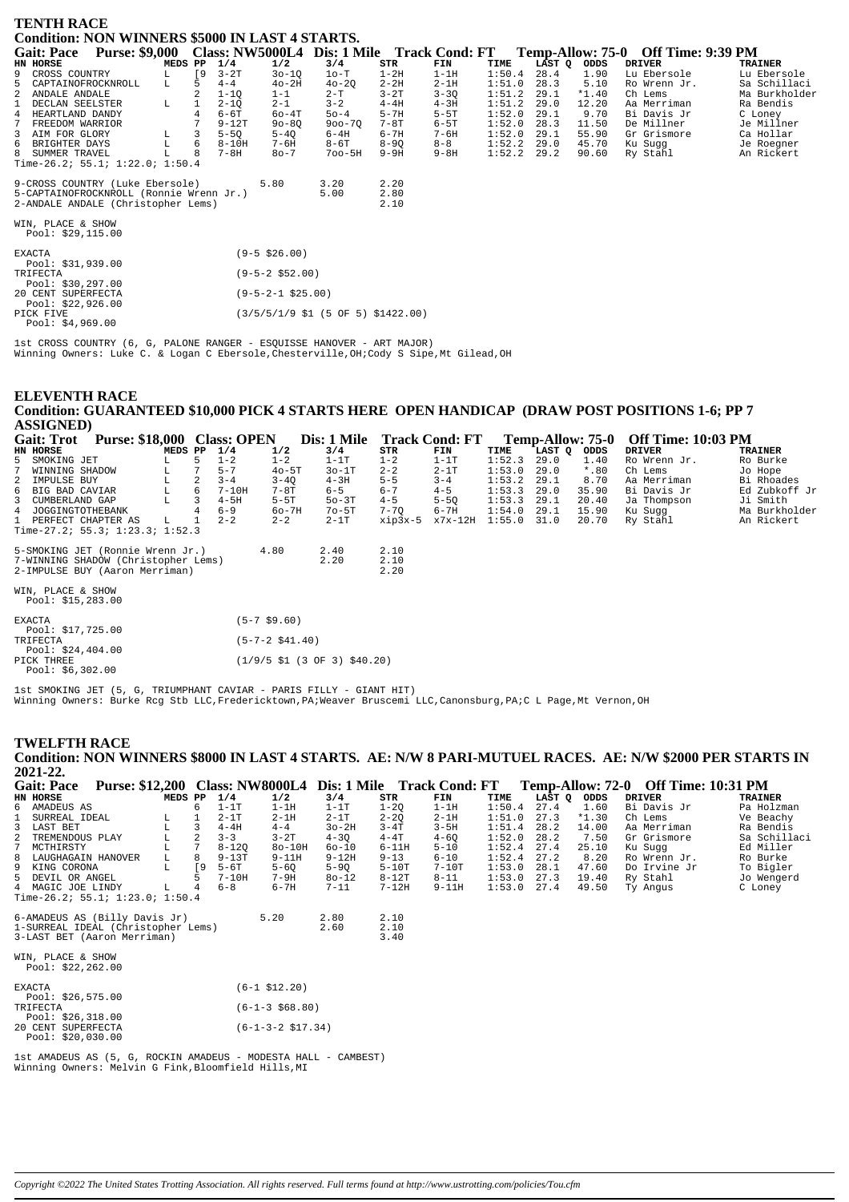## TENTH RACE

### Condition: NON WINNERS $5000 IN LAST 4 STARTS.

**Gait: Pace Purse: $9,000 Class: NW5000L4 Dis: 1 Mile Track Cond: FT Temp-Allow: 75-0 Off Time: 9:39 PM**

| HN | HORSE | MEDS | PP | 1/4 | 1/2 | 3/4 | STR | FIN | TIME | LAST Q | ODDS | DRIVER | TRAINER |
|---|---|---|---|---|---|---|---|---|---|---|---|---|---|
| 9 | CROSS COUNTRY | L | [9 | 3-2T | 3o-1Q | 1o-T | 1-2H | 1-1H | 1:50.4 | 28.4 | 1.90 | Lu Ebersole | Lu Ebersole |
| 5 | CAPTAINOFROCKNROLL | L | 5 | 4-4 | 4o-2H | 4o-2Q | 2-2H | 2-1H | 1:51.0 | 28.3 | 5.10 | Ro Wrenn Jr. | Sa Schillaci |
| 2 | ANDALE ANDALE | | 2 | 1-1Q | 1-1 | 2-T | 3-2T | 3-3Q | 1:51.2 | 29.1 | *1.40 | Ch Lems | Ma Burkholder |
| 1 | DECLAN SEELSTER | L | 1 | 2-1Q | 2-1 | 3-2 | 4-4H | 4-3H | 1:51.2 | 29.0 | 12.20 | Aa Merriman | Ra Bendis |
| 4 | HEARTLAND DANDY | | 4 | 6-6T | 6o-4T | 5o-4 | 5-7H | 5-5T | 1:52.0 | 29.1 | 9.70 | Bi Davis Jr | C Loney |
| 7 | FREEDOM WARRIOR | | 7 | 9-12T | 9o-8Q | 9oo-7Q | 7-8T | 6-5T | 1:52.0 | 28.3 | 11.50 | De Millner | Je Millner |
| 3 | AIM FOR GLORY | L | 3 | 5-5Q | 5-4Q | 6-4H | 6-7H | 7-6H | 1:52.2 | 29.1 | 55.90 | Gr Grismore | Ca Hollar |
| 6 | BRIGHTER DAYS | L | 6 | 8-10H | 7-6H | 8-6T | 8-9Q | 8-8 | 1:52.2 | 29.0 | 45.70 | Ku Sugg | Je Roegner |
| 8 | SUMMER TRAVEL | L | 8 | 7-8H | 8o-7 | 7oo-5H | 9-9H | 9-8H | 1:52.2 | 29.2 | 90.60 | Ry Stahl | An Rickert |

Time-26.2; 55.1; 1:22.0; 1:50.4

| | | | |
|---|---|---|---|
| 9-CROSS COUNTRY (Luke Ebersole) | 5.80 | 3.20 | 2.20 |
| 5-CAPTAINOFROCKNROLL (Ronnie Wrenn Jr.) | | 5.00 | 2.80 |
| 2-ANDALE ANDALE (Christopher Lems) | | | 2.10 |

WIN, PLACE & SHOW
Pool: $29,115.00

| | |
|---|---|
| EXACTA Pool: $31,939.00 | (9-5 $26.00) |
| TRIFECTA Pool: $30,297.00 | (9-5-2 $52.00) |
| 20 CENT SUPERFECTA Pool: $22,926.00 | (9-5-2-1 $25.00) |
| PICK FIVE Pool: $4,969.00 | (3/5/5/1/9 $1 (5 OF 5) $1422.00) |

1st CROSS COUNTRY (6, G, PALONE RANGER - ESQUISSE HANOVER - ART MAJOR)
Winning Owners: Luke C. & Logan C Ebersole,Chesterville,OH;Cody S Sipe,Mt Gilead,OH

## ELEVENTH RACE

### Condition: GUARANTEED $10,000 PICK 4 STARTS HERE OPEN HANDICAP (DRAW POST POSITIONS 1-6; PP 7 ASSIGNED)

**Gait: Trot Purse: $18,000 Class: OPEN Dis: 1 Mile Track Cond: FT Temp-Allow: 75-0 Off Time: 10:03 PM**

| HN | HORSE | MEDS | PP | 1/4 | 1/2 | 3/4 | STR | FIN | TIME | LAST Q | ODDS | DRIVER | TRAINER |
|---|---|---|---|---|---|---|---|---|---|---|---|---|---|
| 5 | SMOKING JET | L | 5 | 1-2 | 1-2 | 1-1T | 1-2 | 1-1T | 1:52.3 | 29.0 | 1.40 | Ro Wrenn Jr. | Ro Burke |
| 7 | WINNING SHADOW | L | 7 | 5-7 | 4o-5T | 3o-1T | 2-2 | 2-1T | 1:53.0 | 29.0 | *.80 | Ch Lems | Jo Hope |
| 2 | IMPULSE BUY | L | 2 | 3-4 | 3-4Q | 4-3H | 5-5 | 3-4 | 1:53.2 | 29.1 | 8.70 | Aa Merriman | Bi Rhoades |
| 6 | BIG BAD CAVIAR | L | 6 | 7-10H | 7-8T | 6-5 | 6-7 | 4-5 | 1:53.3 | 29.0 | 35.90 | Bi Davis Jr | Ed Zubkoff Jr |
| 3 | CUMBERLAND GAP | L | 3 | 4-5H | 5-5T | 5o-3T | 4-5 | 5-5Q | 1:53.3 | 29.1 | 20.40 | Ja Thompson | Ji Smith |
| 4 | JOGGINGTOTHEBANK | | 4 | 6-9 | 6o-7H | 7o-5T | 7-7Q | 6-7H | 1:54.0 | 29.1 | 15.90 | Ku Sugg | Ma Burkholder |
| 1 | PERFECT CHAPTER AS | L | 1 | 2-2 | 2-2 | 2-1T | xip3x-5 | x7x-12H | 1:55.0 | 31.0 | 20.70 | Ry Stahl | An Rickert |

Time-27.2; 55.3; 1:23.3; 1:52.3

| | | | |
|---|---|---|---|
| 5-SMOKING JET (Ronnie Wrenn Jr.) | 4.80 | 2.40 | 2.10 |
| 7-WINNING SHADOW (Christopher Lems) | | 2.20 | 2.10 |
| 2-IMPULSE BUY (Aaron Merriman) | | | 2.20 |

WIN, PLACE & SHOW
Pool: $15,283.00

| | |
|---|---|
| EXACTA Pool: $17,725.00 | (5-7 $9.60) |
| TRIFECTA Pool: $24,404.00 | (5-7-2 $41.40) |
| PICK THREE Pool: $6,302.00 | (1/9/5 $1 (3 OF 3) $40.20) |

1st SMOKING JET (5, G, TRIUMPHANT CAVIAR - PARIS FILLY - GIANT HIT)
Winning Owners: Burke Rcg Stb LLC,Fredericktown,PA;Weaver Bruscemi LLC,Canonsburg,PA;C L Page,Mt Vernon,OH

## TWELFTH RACE

### Condition: NON WINNERS $8000 IN LAST 4 STARTS. AE: N/W 8 PARI-MUTUEL RACES. AE: N/W $2000 PER STARTS IN 2021-22.

**Gait: Pace Purse: $12,200 Class: NW8000L4 Dis: 1 Mile Track Cond: FT Temp-Allow: 72-0 Off Time: 10:31 PM**

| HN | HORSE | MEDS | PP | 1/4 | 1/2 | 3/4 | STR | FIN | TIME | LAST Q | ODDS | DRIVER | TRAINER |
|---|---|---|---|---|---|---|---|---|---|---|---|---|---|
| 6 | AMADEUS AS | | 6 | 1-1T | 1-1H | 1-1T | 1-2Q | 1-1H | 1:50.4 | 27.4 | 1.60 | Bi Davis Jr | Pa Holzman |
| 1 | SURREAL IDEAL | L | 1 | 2-1T | 2-1H | 2-1T | 2-2Q | 2-1H | 1:51.0 | 27.3 | *1.30 | Ch Lems | Ve Beachy |
| 3 | LAST BET | L | 3 | 4-4H | 4-4 | 3o-2H | 3-4T | 3-5H | 1:51.4 | 28.2 | 14.00 | Aa Merriman | Ra Bendis |
| 2 | TREMENDOUS PLAY | L | 2 | 3-3 | 3-2T | 4-3Q | 4-4T | 4-6Q | 1:52.0 | 28.2 | 7.50 | Gr Grismore | Sa Schillaci |
| 7 | MCTHIRSTY | L | 7 | 8-12Q | 8o-10H | 6o-10 | 6-11H | 5-10 | 1:52.4 | 27.4 | 25.10 | Ku Sugg | Ed Miller |
| 8 | LAUGHAGAIN HANOVER | L | 8 | 9-13T | 9-11H | 9-12H | 9-13 | 6-10 | 1:52.4 | 27.2 | 8.20 | Ro Wrenn Jr. | Ro Burke |
| 9 | KING CORONA | L | [9 | 5-6T | 5-6Q | 5-9Q | 5-10T | 7-10T | 1:53.0 | 28.1 | 47.60 | Do Irvine Jr | To Bigler |
| 5 | DEVIL OR ANGEL | | 5 | 7-10H | 7-9H | 8o-12 | 8-12T | 8-11 | 1:53.0 | 27.3 | 19.40 | Ry Stahl | Jo Wengerd |
| 4 | MAGIC JOE LINDY | L | 4 | 6-8 | 6-7H | 7-11 | 7-12H | 9-11H | 1:53.0 | 27.4 | 49.50 | Ty Angus | C Loney |

Time-26.2; 55.1; 1:23.0; 1:50.4

| | | | |
|---|---|---|---|
| 6-AMADEUS AS (Billy Davis Jr) | 5.20 | 2.80 | 2.10 |
| 1-SURREAL IDEAL (Christopher Lems) | | 2.60 | 2.10 |
| 3-LAST BET (Aaron Merriman) | | | 3.40 |

WIN, PLACE & SHOW
Pool: $22,262.00

| | |
|---|---|
| EXACTA Pool: $26,575.00 | (6-1 $12.20) |
| TRIFECTA Pool: $26,318.00 | (6-1-3 $68.80) |
| 20 CENT SUPERFECTA Pool: $20,030.00 | (6-1-3-2 $17.34) |

1st AMADEUS AS (5, G, ROCKIN AMADEUS - MODESTA HALL - CAMBEST)
Winning Owners: Melvin G Fink,Bloomfield Hills,MI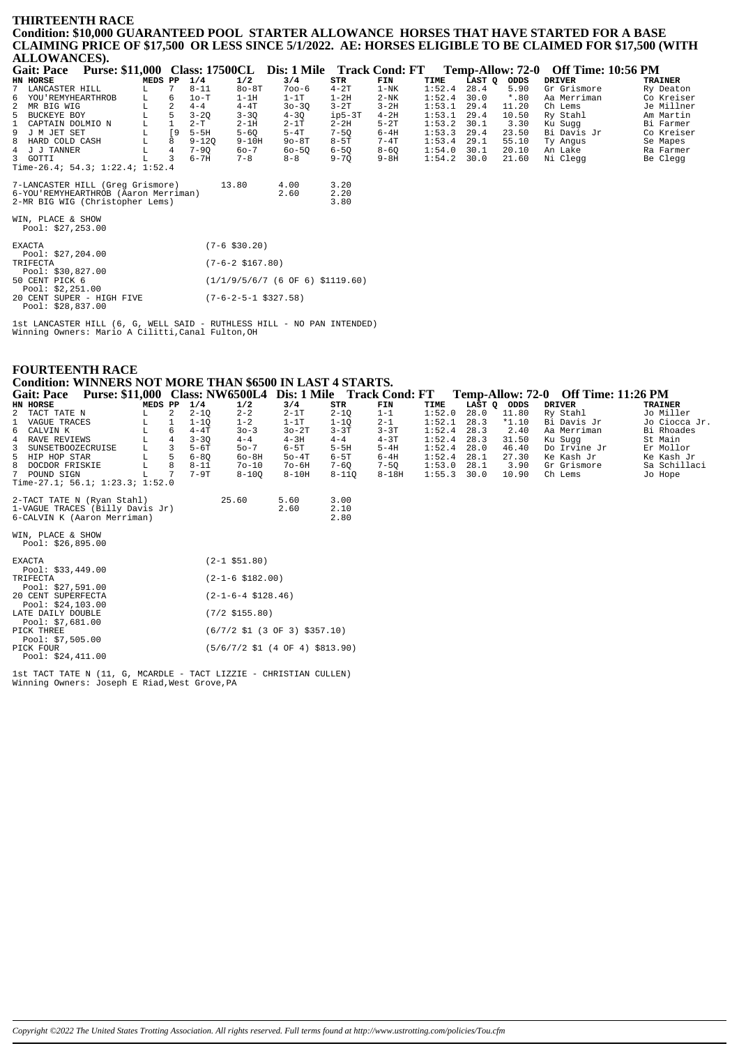## THIRTEENTH RACE

**Condition: $10,000 GUARANTEED POOL STARTER ALLOWANCE HORSES THAT HAVE STARTED FOR A BASE CLAIMING PRICE OF $17,500 OR LESS SINCE 5/1/2022. AE: HORSES ELIGIBLE TO BE CLAIMED FOR $17,500 (WITH ALLOWANCES).**

**Gait: Pace Purse: $11,000 Class: 17500CL Dis: 1 Mile Track Cond: FT Temp-Allow: 72-0 Off Time: 10:56 PM**

| HN | HORSE | MEDS | PP | 1/4 | 1/2 | 3/4 | STR | FIN | TIME | LAST Q | ODDS | DRIVER | TRAINER |
|---|---|---|---|---|---|---|---|---|---|---|---|---|---|
| 7 | LANCASTER HILL | L | 7 | 8-11 | 8o-8T | 7oo-6 | 4-2T | 1-NK | 1:52.4 | 28.4 | 5.90 | Gr Grismore | Ry Deaton |
| 6 | YOU'REMYHEARTHROB | L | 6 | 1o-T | 1-1H | 1-1T | 1-2H | 2-NK | 1:52.4 | 30.0 | *.80 | Aa Merriman | Co Kreiser |
| 2 | MR BIG WIG | L | 2 | 4-4 | 4-4T | 3o-3Q | 3-2T | 3-2H | 1:53.1 | 29.4 | 11.20 | Ch Lems | Je Millner |
| 5 | BUCKEYE BOY | L | 5 | 3-2Q | 3-3Q | 4-3Q | ip5-3T | 4-2H | 1:53.1 | 29.4 | 10.50 | Ry Stahl | Am Martin |
| 1 | CAPTAIN DOLMIO N | L | 1 | 2-T | 2-1H | 2-1T | 2-2H | 5-2T | 1:53.2 | 30.1 | 3.30 | Ku Sugg | Bi Farmer |
| 9 | J M JET SET | L | [9 | 5-5H | 5-6Q | 5-4T | 7-5Q | 6-4H | 1:53.3 | 29.4 | 23.50 | Bi Davis Jr | Co Kreiser |
| 8 | HARD COLD CASH | L | 8 | 9-12Q | 9-10H | 9o-8T | 8-5T | 7-4T | 1:53.4 | 29.1 | 55.10 | Ty Angus | Se Mapes |
| 4 | J J TANNER | L | 4 | 7-9Q | 6o-7 | 6o-5Q | 6-5Q | 8-6Q | 1:54.0 | 30.1 | 20.10 | An Lake | Ra Farmer |
| 3 | GOTTI | L | 3 | 6-7H | 7-8 | 8-8 | 9-7Q | 9-8H | 1:54.2 | 30.0 | 21.60 | Ni Clegg | Be Clegg |

Time-26.4; 54.3; 1:22.4; 1:52.4

| | | | |
|---|---|---|---|
| 7-LANCASTER HILL (Greg Grismore) | 13.80 | 4.00 | 3.20 |
| 6-YOU'REMYHEARTHROB (Aaron Merriman) | | 2.60 | 2.20 |
| 2-MR BIG WIG (Christopher Lems) | | | 3.80 |

WIN, PLACE & SHOW
Pool: $27,253.00

| | |
|---|---|
| EXACTA Pool: $27,204.00 | (7-6 $30.20) |
| TRIFECTA Pool: $30,827.00 | (7-6-2 $167.80) |
| 50 CENT PICK 6 Pool: $2,251.00 | (1/1/9/5/6/7 (6 OF 6) $1119.60) |
| 20 CENT SUPER - HIGH FIVE Pool: $28,837.00 | (7-6-2-5-1 $327.58) |

1st LANCASTER HILL (6, G, WELL SAID - RUTHLESS HILL - NO PAN INTENDED)
Winning Owners: Mario A Cilitti,Canal Fulton,OH

## FOURTEENTH RACE

**Condition: WINNERS NOT MORE THAN $6500 IN LAST 4 STARTS.**

**Gait: Pace Purse: $11,000 Class: NW6500L4 Dis: 1 Mile Track Cond: FT Temp-Allow: 72-0 Off Time: 11:26 PM**

| HN | HORSE | MEDS | PP | 1/4 | 1/2 | 3/4 | STR | FIN | TIME | LAST Q | ODDS | DRIVER | TRAINER |
|---|---|---|---|---|---|---|---|---|---|---|---|---|---|
| 2 | TACT TATE N | L | 2 | 2-1Q | 2-2 | 2-1T | 2-1Q | 1-1 | 1:52.0 | 28.0 | 11.80 | Ry Stahl | Jo Miller |
| 1 | VAGUE TRACES | L | 1 | 1-1Q | 1-2 | 1-1T | 1-1Q | 2-1 | 1:52.1 | 28.3 | *1.10 | Bi Davis Jr | Jo Ciocca Jr. |
| 6 | CALVIN K | L | 6 | 4-4T | 3o-3 | 3o-2T | 3-3T | 3-3T | 1:52.4 | 28.3 | 2.40 | Aa Merriman | Bi Rhoades |
| 4 | RAVE REVIEWS | L | 4 | 3-3Q | 4-4 | 4-3H | 4-4 | 4-3T | 1:52.4 | 28.3 | 31.50 | Ku Sugg | St Main |
| 3 | SUNSETBOOZECRUISE | L | 3 | 5-6T | 5o-7 | 6-5T | 5-5H | 5-4H | 1:52.4 | 28.0 | 46.40 | Do Irvine Jr | Er Mollor |
| 5 | HIP HOP STAR | L | 5 | 6-8Q | 6o-8H | 5o-4T | 6-5T | 6-4H | 1:52.4 | 28.1 | 27.30 | Ke Kash Jr | Ke Kash Jr |
| 8 | DOCDOR FRISKIE | L | 8 | 8-11 | 7o-10 | 7o-6H | 7-6Q | 7-5Q | 1:53.0 | 28.1 | 3.90 | Gr Grismore | Sa Schillaci |
| 7 | POUND SIGN | L | 7 | 7-9T | 8-10Q | 8-10H | 8-11Q | 8-18H | 1:55.3 | 30.0 | 10.90 | Ch Lems | Jo Hope |

Time-27.1; 56.1; 1:23.3; 1:52.0

| | | | |
|---|---|---|---|
| 2-TACT TATE N (Ryan Stahl) | 25.60 | 5.60 | 3.00 |
| 1-VAGUE TRACES (Billy Davis Jr) | | 2.60 | 2.10 |
| 6-CALVIN K (Aaron Merriman) | | | 2.80 |

WIN, PLACE & SHOW
Pool: $26,895.00

| | |
|---|---|
| EXACTA Pool: $33,449.00 | (2-1 $51.80) |
| TRIFECTA Pool: $27,591.00 | (2-1-6 $182.00) |
| 20 CENT SUPERFECTA Pool: $24,103.00 | (2-1-6-4 $128.46) |
| LATE DAILY DOUBLE Pool: $7,681.00 | (7/2 $155.80) |
| PICK THREE Pool: $7,505.00 | (6/7/2 $1 (3 OF 3) $357.10) |
| PICK FOUR Pool: $24,411.00 | (5/6/7/2 $1 (4 OF 4) $813.90) |

1st TACT TATE N (11, G, MCARDLE - TACT LIZZIE - CHRISTIAN CULLEN)
Winning Owners: Joseph E Riad,West Grove,PA

*Copyright ©2022 The United States Trotting Association. All rights reserved. Full terms found at http://www.ustrotting.com/policies/Tou.cfm*